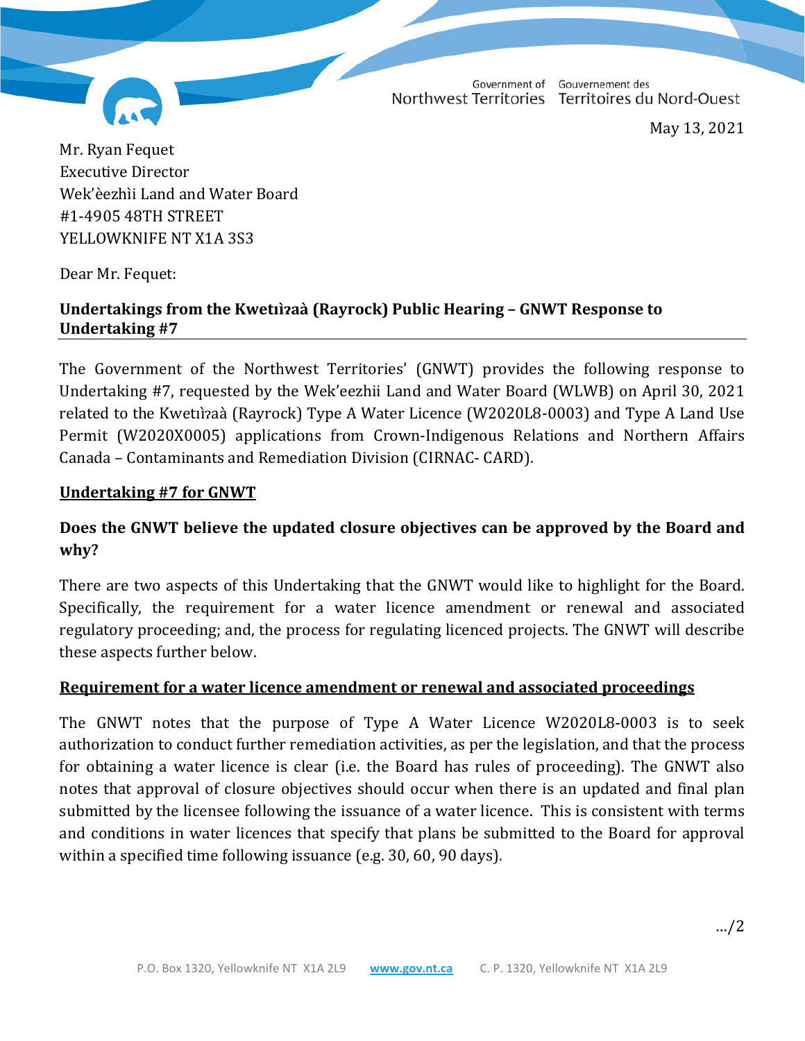Government of Northwest Territories Gouvernement des Territoires du Nord-Ouest

May 13, 2021

Mr. Ryan Fequet
Executive Director
Wek'èezhìi Land and Water Board
#1-4905 48TH STREET
YELLOWKNIFE NT X1A 3S3

Dear Mr. Fequet:

**Undertakings from the Kwetıı̨ʔaà (Rayrock) Public Hearing – GNWT Response to Undertaking #7**

The Government of the Northwest Territories' (GNWT) provides the following response to Undertaking #7, requested by the Wek'eezhii Land and Water Board (WLWB) on April 30, 2021 related to the Kwetıı̨ʔaà (Rayrock) Type A Water Licence (W2020L8-0003) and Type A Land Use Permit (W2020X0005) applications from Crown-Indigenous Relations and Northern Affairs Canada – Contaminants and Remediation Division (CIRNAC- CARD).

**Undertaking #7 for GNWT**

**Does the GNWT believe the updated closure objectives can be approved by the Board and why?**

There are two aspects of this Undertaking that the GNWT would like to highlight for the Board. Specifically, the requirement for a water licence amendment or renewal and associated regulatory proceeding; and, the process for regulating licenced projects. The GNWT will describe these aspects further below.

**Requirement for a water licence amendment or renewal and associated proceedings**

The GNWT notes that the purpose of Type A Water Licence W2020L8-0003 is to seek authorization to conduct further remediation activities, as per the legislation, and that the process for obtaining a water licence is clear (i.e. the Board has rules of proceeding). The GNWT also notes that approval of closure objectives should occur when there is an updated and final plan submitted by the licensee following the issuance of a water licence. This is consistent with terms and conditions in water licences that specify that plans be submitted to the Board for approval within a specified time following issuance (e.g. 30, 60, 90 days).

.../2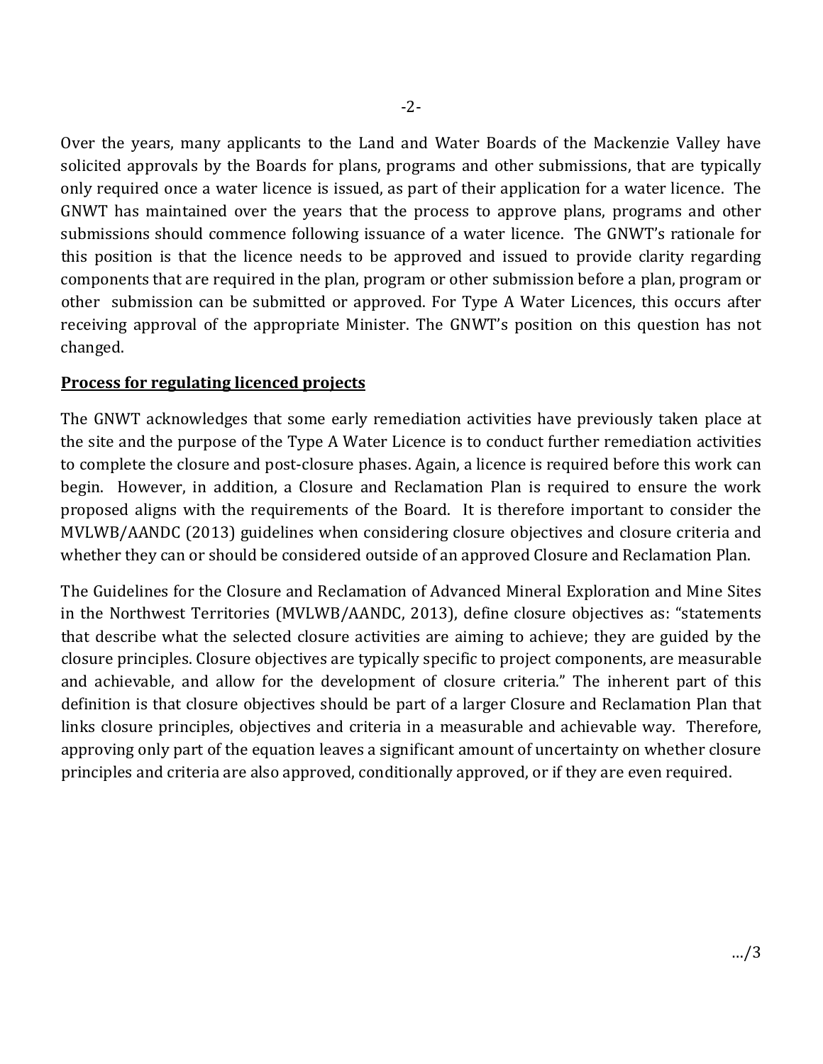Over the years, many applicants to the Land and Water Boards of the Mackenzie Valley have solicited approvals by the Boards for plans, programs and other submissions, that are typically only required once a water licence is issued, as part of their application for a water licence. The GNWT has maintained over the years that the process to approve plans, programs and other submissions should commence following issuance of a water licence. The GNWT's rationale for this position is that the licence needs to be approved and issued to provide clarity regarding components that are required in the plan, program or other submission before a plan, program or other submission can be submitted or approved. For Type A Water Licences, this occurs after receiving approval of the appropriate Minister. The GNWT's position on this question has not changed.

**Process for regulating licenced projects**

The GNWT acknowledges that some early remediation activities have previously taken place at the site and the purpose of the Type A Water Licence is to conduct further remediation activities to complete the closure and post-closure phases. Again, a licence is required before this work can begin. However, in addition, a Closure and Reclamation Plan is required to ensure the work proposed aligns with the requirements of the Board. It is therefore important to consider the MVLWB/AANDC (2013) guidelines when considering closure objectives and closure criteria and whether they can or should be considered outside of an approved Closure and Reclamation Plan.

The Guidelines for the Closure and Reclamation of Advanced Mineral Exploration and Mine Sites in the Northwest Territories (MVLWB/AANDC, 2013), define closure objectives as: "statements that describe what the selected closure activities are aiming to achieve; they are guided by the closure principles. Closure objectives are typically specific to project components, are measurable and achievable, and allow for the development of closure criteria." The inherent part of this definition is that closure objectives should be part of a larger Closure and Reclamation Plan that links closure principles, objectives and criteria in a measurable and achievable way. Therefore, approving only part of the equation leaves a significant amount of uncertainty on whether closure principles and criteria are also approved, conditionally approved, or if they are even required.

.../3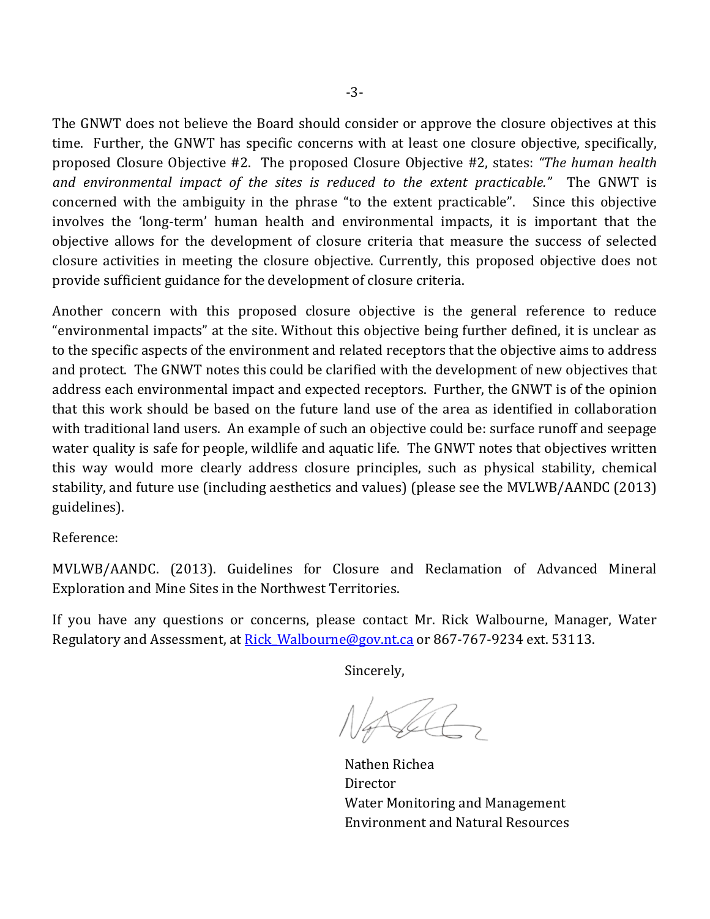The GNWT does not believe the Board should consider or approve the closure objectives at this time. Further, the GNWT has specific concerns with at least one closure objective, specifically, proposed Closure Objective #2. The proposed Closure Objective #2, states: *"The human health and environmental impact of the sites is reduced to the extent practicable."* The GNWT is concerned with the ambiguity in the phrase "to the extent practicable". Since this objective involves the 'long-term' human health and environmental impacts, it is important that the objective allows for the development of closure criteria that measure the success of selected closure activities in meeting the closure objective. Currently, this proposed objective does not provide sufficient guidance for the development of closure criteria.

Another concern with this proposed closure objective is the general reference to reduce "environmental impacts" at the site. Without this objective being further defined, it is unclear as to the specific aspects of the environment and related receptors that the objective aims to address and protect. The GNWT notes this could be clarified with the development of new objectives that address each environmental impact and expected receptors. Further, the GNWT is of the opinion that this work should be based on the future land use of the area as identified in collaboration with traditional land users. An example of such an objective could be: surface runoff and seepage water quality is safe for people, wildlife and aquatic life. The GNWT notes that objectives written this way would more clearly address closure principles, such as physical stability, chemical stability, and future use (including aesthetics and values) (please see the MVLWB/AANDC (2013) guidelines).

Reference:

MVLWB/AANDC. (2013). Guidelines for Closure and Reclamation of Advanced Mineral Exploration and Mine Sites in the Northwest Territories.

If you have any questions or concerns, please contact Mr. Rick Walbourne, Manager, Water Regulatory and Assessment, at [Rick_Walbourne@gov.nt.ca](mailto:Rick_Walbourne@gov.nt.ca) or 867-767-9234 ext. 53113.

Sincerely,

Nathen Richea
Director
Water Monitoring and Management
Environment and Natural Resources